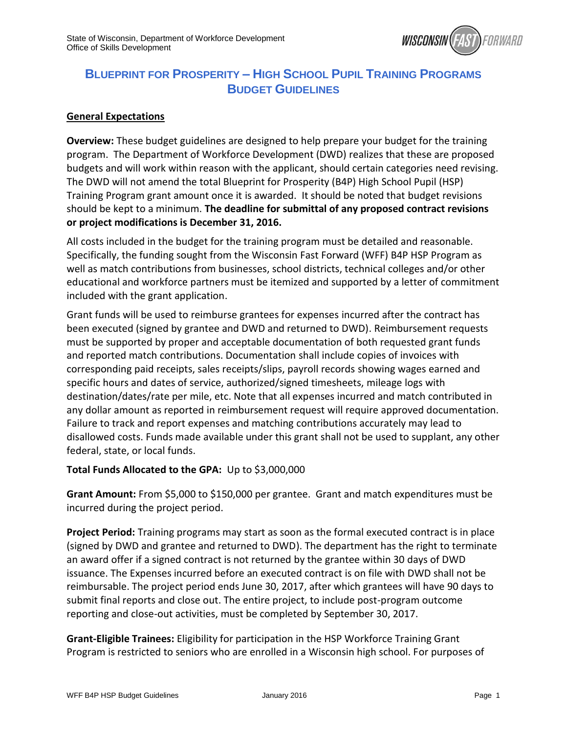# BLUEPRINT FOR PROSPERITY – HIGH SCHOOL PUPIL TRAINING PROGRAMS BUDGET GUIDELINES

## General Expectations

**Overview:** These budget guidelines are designed to help prepare your budget for the training program. The Department of Workforce Development (DWD) realizes that these are proposed budgets and will work within reason with the applicant, should certain categories need revising. The DWD will not amend the total Blueprint for Prosperity (B4P) High School Pupil (HSP) Training Program grant amount once it is awarded. It should be noted that budget revisions should be kept to a minimum. **The deadline for submittal of any proposed contract revisions or project modifications is December 31, 2016.**

All costs included in the budget for the training program must be detailed and reasonable. Specifically, the funding sought from the Wisconsin Fast Forward (WFF) B4P HSP Program as well as match contributions from businesses, school districts, technical colleges and/or other educational and workforce partners must be itemized and supported by a letter of commitment included with the grant application.

Grant funds will be used to reimburse grantees for expenses incurred after the contract has been executed (signed by grantee and DWD and returned to DWD). Reimbursement requests must be supported by proper and acceptable documentation of both requested grant funds and reported match contributions. Documentation shall include copies of invoices with corresponding paid receipts, sales receipts/slips, payroll records showing wages earned and specific hours and dates of service, authorized/signed timesheets, mileage logs with destination/dates/rate per mile, etc. Note that all expenses incurred and match contributed in any dollar amount as reported in reimbursement request will require approved documentation. Failure to track and report expenses and matching contributions accurately may lead to disallowed costs. Funds made available under this grant shall not be used to supplant, any other federal, state, or local funds.

**Total Funds Allocated to the GPA:** Up to $3,000,000

**Grant Amount:** From $5,000 to $150,000 per grantee. Grant and match expenditures must be incurred during the project period.

**Project Period:** Training programs may start as soon as the formal executed contract is in place (signed by DWD and grantee and returned to DWD). The department has the right to terminate an award offer if a signed contract is not returned by the grantee within 30 days of DWD issuance. The Expenses incurred before an executed contract is on file with DWD shall not be reimbursable. The project period ends June 30, 2017, after which grantees will have 90 days to submit final reports and close out. The entire project, to include post-program outcome reporting and close-out activities, must be completed by September 30, 2017.

**Grant-Eligible Trainees:** Eligibility for participation in the HSP Workforce Training Grant Program is restricted to seniors who are enrolled in a Wisconsin high school. For purposes of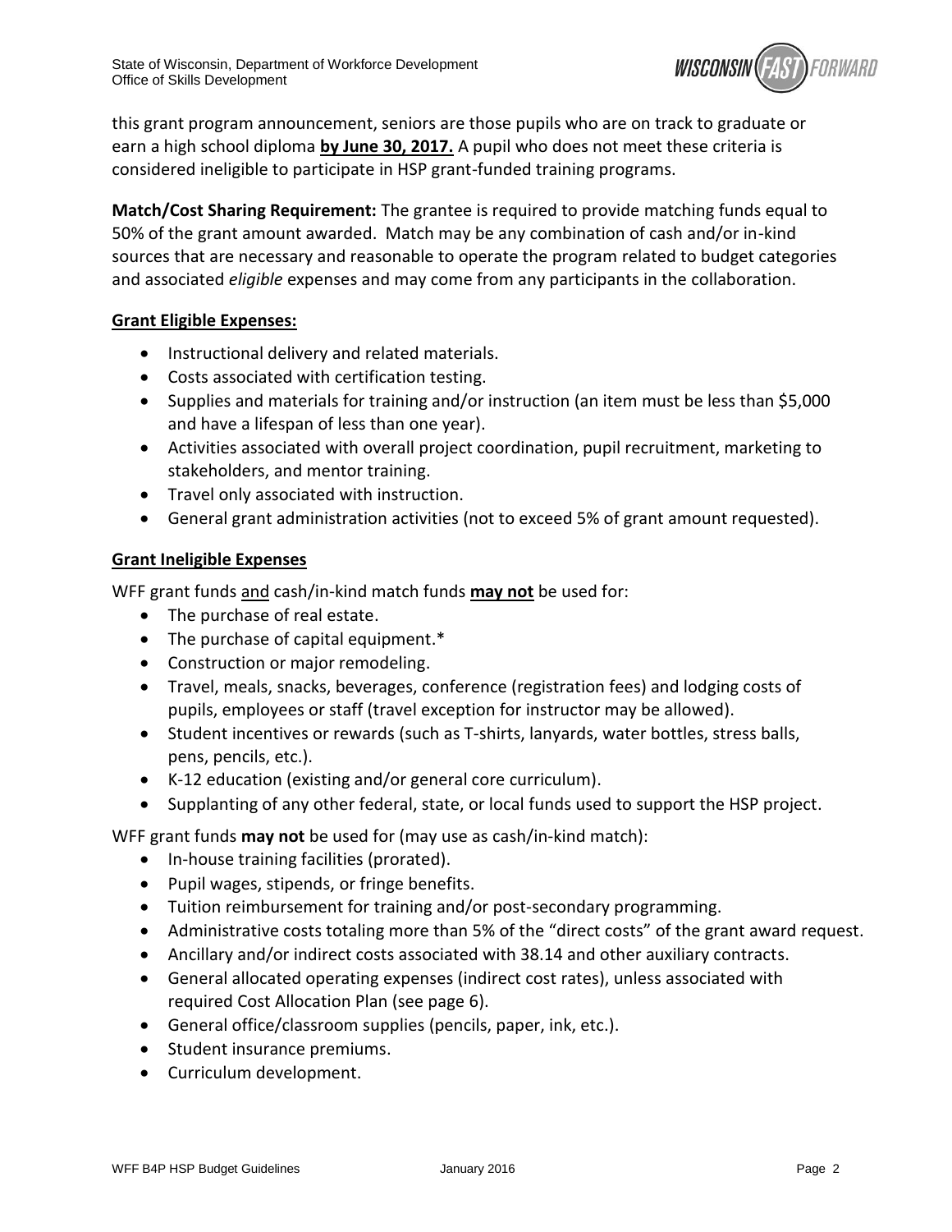this grant program announcement, seniors are those pupils who are on track to graduate or earn a high school diploma **by June 30, 2017.** A pupil who does not meet these criteria is considered ineligible to participate in HSP grant-funded training programs.

**Match/Cost Sharing Requirement:** The grantee is required to provide matching funds equal to 50% of the grant amount awarded. Match may be any combination of cash and/or in-kind sources that are necessary and reasonable to operate the program related to budget categories and associated *eligible* expenses and may come from any participants in the collaboration.

**Grant Eligible Expenses:**

- Instructional delivery and related materials.
- Costs associated with certification testing.
- Supplies and materials for training and/or instruction (an item must be less than $5,000 and have a lifespan of less than one year).
- Activities associated with overall project coordination, pupil recruitment, marketing to stakeholders, and mentor training.
- Travel only associated with instruction.
- General grant administration activities (not to exceed 5% of grant amount requested).

**Grant Ineligible Expenses**

WFF grant funds and cash/in-kind match funds **may not** be used for:

- The purchase of real estate.
- The purchase of capital equipment.*
- Construction or major remodeling.
- Travel, meals, snacks, beverages, conference (registration fees) and lodging costs of pupils, employees or staff (travel exception for instructor may be allowed).
- Student incentives or rewards (such as T-shirts, lanyards, water bottles, stress balls, pens, pencils, etc.).
- K-12 education (existing and/or general core curriculum).
- Supplanting of any other federal, state, or local funds used to support the HSP project.

WFF grant funds **may not** be used for (may use as cash/in-kind match):

- In-house training facilities (prorated).
- Pupil wages, stipends, or fringe benefits.
- Tuition reimbursement for training and/or post-secondary programming.
- Administrative costs totaling more than 5% of the "direct costs" of the grant award request.
- Ancillary and/or indirect costs associated with 38.14 and other auxiliary contracts.
- General allocated operating expenses (indirect cost rates), unless associated with required Cost Allocation Plan (see page 6).
- General office/classroom supplies (pencils, paper, ink, etc.).
- Student insurance premiums.
- Curriculum development.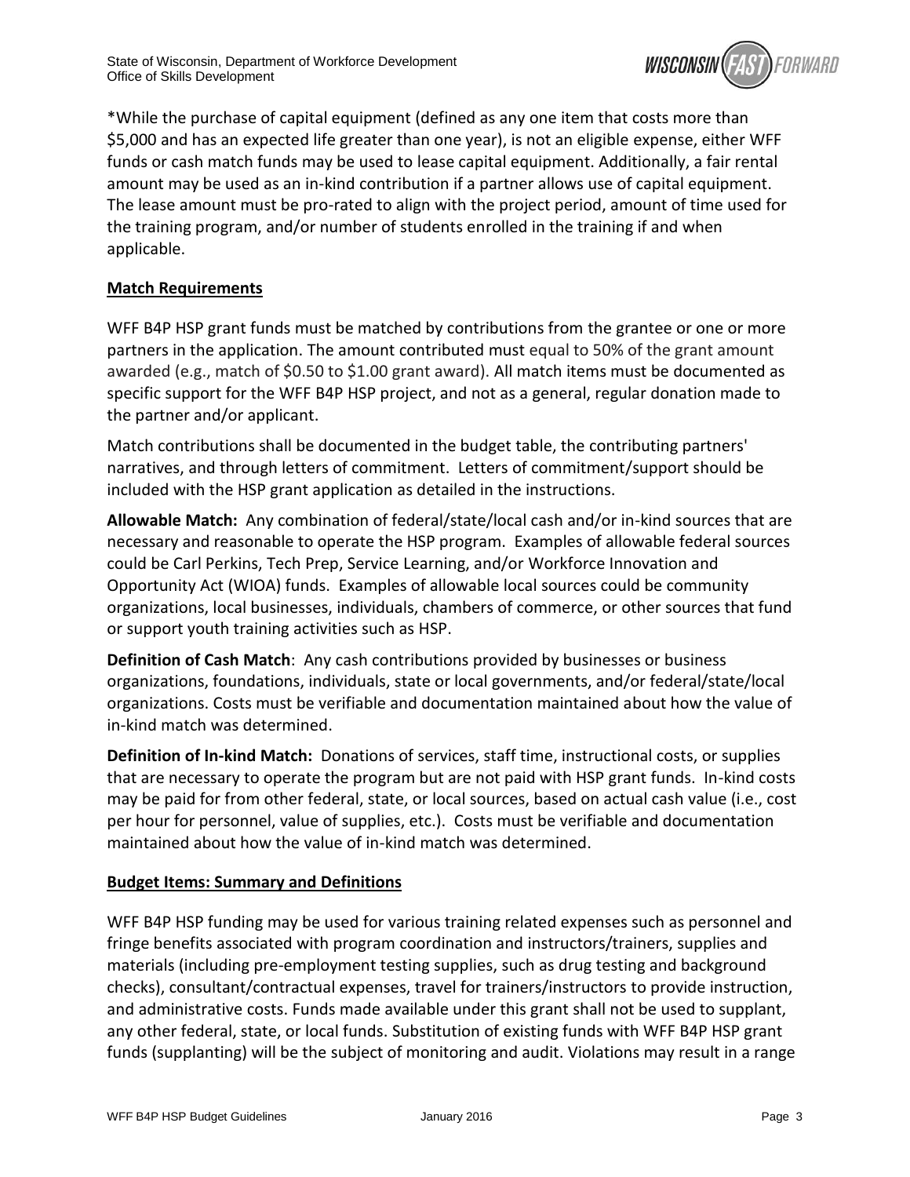*While the purchase of capital equipment (defined as any one item that costs more than $5,000 and has an expected life greater than one year), is not an eligible expense, either WFF funds or cash match funds may be used to lease capital equipment. Additionally, a fair rental amount may be used as an in-kind contribution if a partner allows use of capital equipment. The lease amount must be pro-rated to align with the project period, amount of time used for the training program, and/or number of students enrolled in the training if and when applicable.

## Match Requirements

WFF B4P HSP grant funds must be matched by contributions from the grantee or one or more partners in the application. The amount contributed must equal to 50% of the grant amount awarded (e.g., match of $0.50 to $1.00 grant award). All match items must be documented as specific support for the WFF B4P HSP project, and not as a general, regular donation made to the partner and/or applicant.

Match contributions shall be documented in the budget table, the contributing partners' narratives, and through letters of commitment. Letters of commitment/support should be included with the HSP grant application as detailed in the instructions.

**Allowable Match:** Any combination of federal/state/local cash and/or in-kind sources that are necessary and reasonable to operate the HSP program. Examples of allowable federal sources could be Carl Perkins, Tech Prep, Service Learning, and/or Workforce Innovation and Opportunity Act (WIOA) funds. Examples of allowable local sources could be community organizations, local businesses, individuals, chambers of commerce, or other sources that fund or support youth training activities such as HSP.

**Definition of Cash Match**: Any cash contributions provided by businesses or business organizations, foundations, individuals, state or local governments, and/or federal/state/local organizations. Costs must be verifiable and documentation maintained about how the value of in-kind match was determined.

**Definition of In-kind Match:** Donations of services, staff time, instructional costs, or supplies that are necessary to operate the program but are not paid with HSP grant funds. In-kind costs may be paid for from other federal, state, or local sources, based on actual cash value (i.e., cost per hour for personnel, value of supplies, etc.). Costs must be verifiable and documentation maintained about how the value of in-kind match was determined.

## Budget Items: Summary and Definitions

WFF B4P HSP funding may be used for various training related expenses such as personnel and fringe benefits associated with program coordination and instructors/trainers, supplies and materials (including pre-employment testing supplies, such as drug testing and background checks), consultant/contractual expenses, travel for trainers/instructors to provide instruction, and administrative costs. Funds made available under this grant shall not be used to supplant, any other federal, state, or local funds. Substitution of existing funds with WFF B4P HSP grant funds (supplanting) will be the subject of monitoring and audit. Violations may result in a range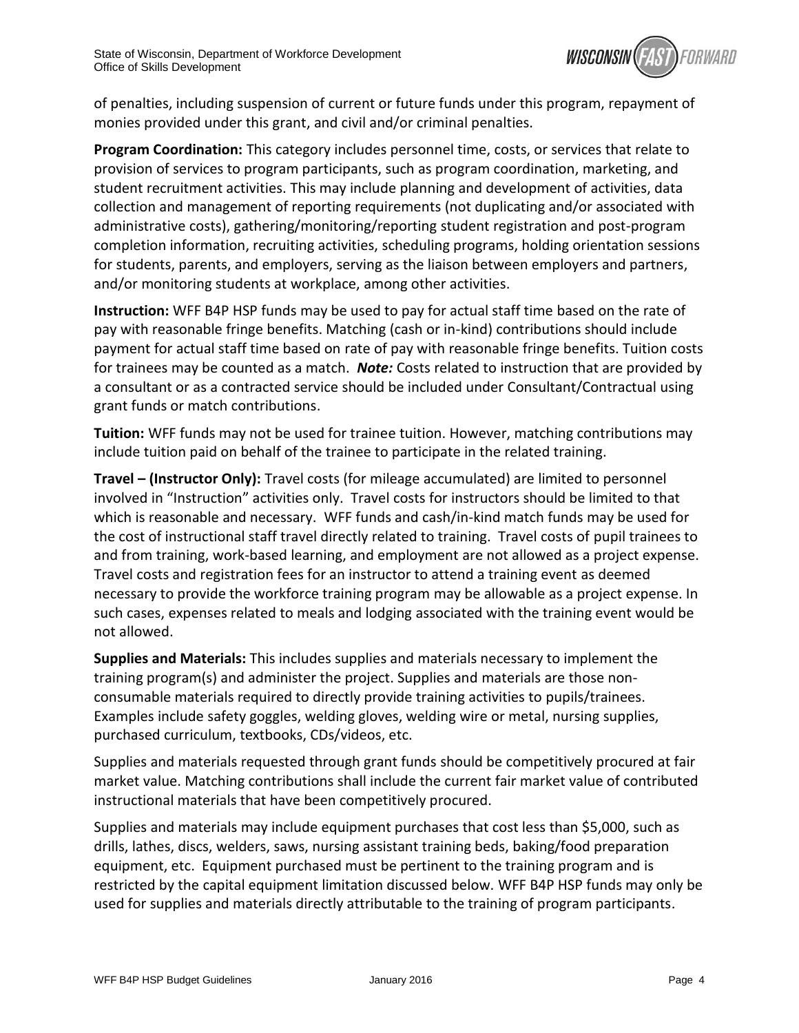of penalties, including suspension of current or future funds under this program, repayment of monies provided under this grant, and civil and/or criminal penalties.

**Program Coordination:** This category includes personnel time, costs, or services that relate to provision of services to program participants, such as program coordination, marketing, and student recruitment activities. This may include planning and development of activities, data collection and management of reporting requirements (not duplicating and/or associated with administrative costs), gathering/monitoring/reporting student registration and post-program completion information, recruiting activities, scheduling programs, holding orientation sessions for students, parents, and employers, serving as the liaison between employers and partners, and/or monitoring students at workplace, among other activities.

**Instruction:** WFF B4P HSP funds may be used to pay for actual staff time based on the rate of pay with reasonable fringe benefits. Matching (cash or in-kind) contributions should include payment for actual staff time based on rate of pay with reasonable fringe benefits. Tuition costs for trainees may be counted as a match. ***Note:*** Costs related to instruction that are provided by a consultant or as a contracted service should be included under Consultant/Contractual using grant funds or match contributions.

**Tuition:** WFF funds may not be used for trainee tuition. However, matching contributions may include tuition paid on behalf of the trainee to participate in the related training.

**Travel – (Instructor Only):** Travel costs (for mileage accumulated) are limited to personnel involved in "Instruction" activities only. Travel costs for instructors should be limited to that which is reasonable and necessary. WFF funds and cash/in-kind match funds may be used for the cost of instructional staff travel directly related to training. Travel costs of pupil trainees to and from training, work-based learning, and employment are not allowed as a project expense. Travel costs and registration fees for an instructor to attend a training event as deemed necessary to provide the workforce training program may be allowable as a project expense. In such cases, expenses related to meals and lodging associated with the training event would be not allowed.

**Supplies and Materials:** This includes supplies and materials necessary to implement the training program(s) and administer the project. Supplies and materials are those non-consumable materials required to directly provide training activities to pupils/trainees. Examples include safety goggles, welding gloves, welding wire or metal, nursing supplies, purchased curriculum, textbooks, CDs/videos, etc.

Supplies and materials requested through grant funds should be competitively procured at fair market value. Matching contributions shall include the current fair market value of contributed instructional materials that have been competitively procured.

Supplies and materials may include equipment purchases that cost less than $5,000, such as drills, lathes, discs, welders, saws, nursing assistant training beds, baking/food preparation equipment, etc. Equipment purchased must be pertinent to the training program and is restricted by the capital equipment limitation discussed below. WFF B4P HSP funds may only be used for supplies and materials directly attributable to the training of program participants.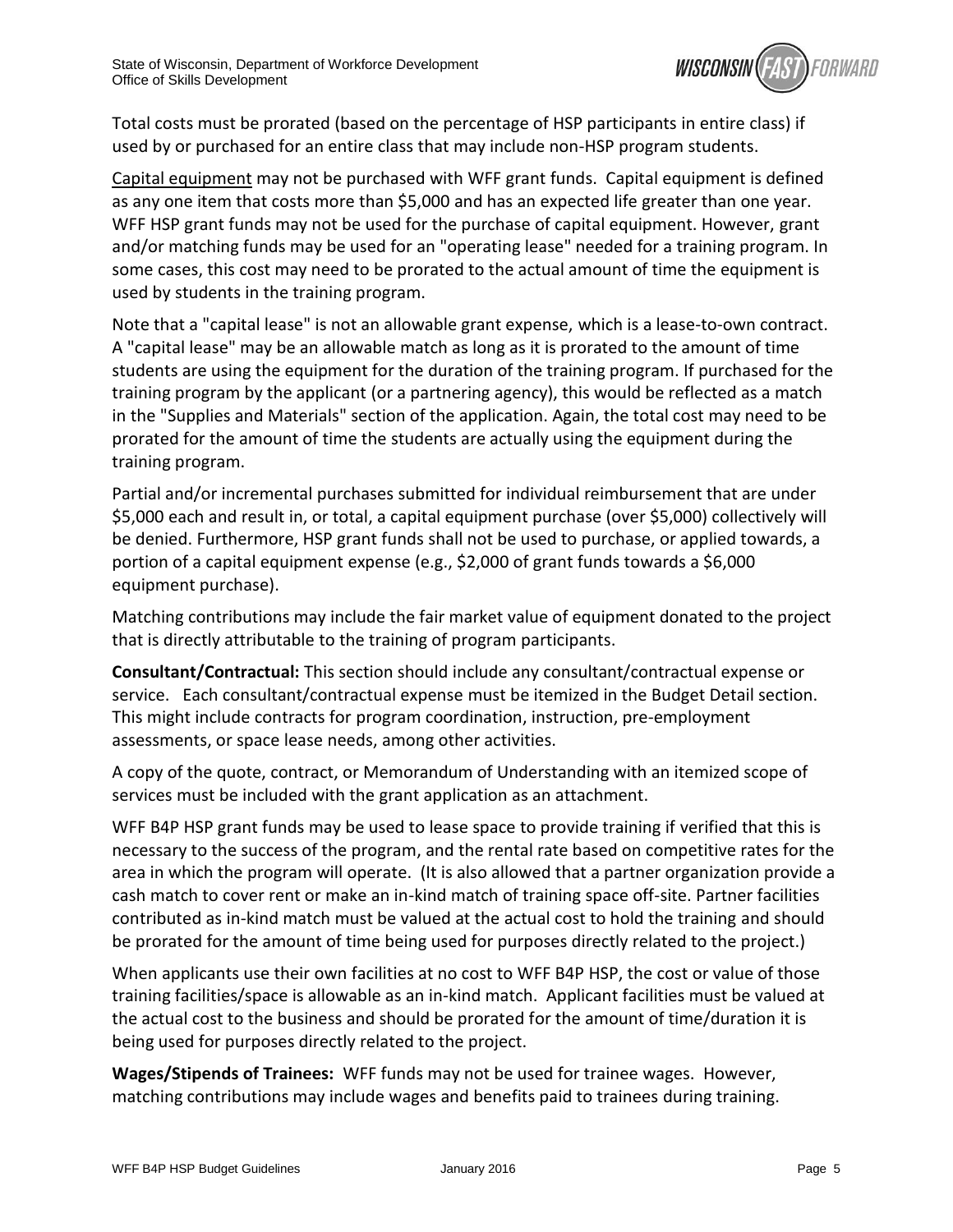Total costs must be prorated (based on the percentage of HSP participants in entire class) if used by or purchased for an entire class that may include non-HSP program students.

<u>Capital equipment</u> may not be purchased with WFF grant funds. Capital equipment is defined as any one item that costs more than $5,000 and has an expected life greater than one year. WFF HSP grant funds may not be used for the purchase of capital equipment. However, grant and/or matching funds may be used for an "operating lease" needed for a training program. In some cases, this cost may need to be prorated to the actual amount of time the equipment is used by students in the training program.

Note that a "capital lease" is not an allowable grant expense, which is a lease-to-own contract. A "capital lease" may be an allowable match as long as it is prorated to the amount of time students are using the equipment for the duration of the training program. If purchased for the training program by the applicant (or a partnering agency), this would be reflected as a match in the "Supplies and Materials" section of the application. Again, the total cost may need to be prorated for the amount of time the students are actually using the equipment during the training program.

Partial and/or incremental purchases submitted for individual reimbursement that are under $5,000 each and result in, or total, a capital equipment purchase (over $5,000) collectively will be denied. Furthermore, HSP grant funds shall not be used to purchase, or applied towards, a portion of a capital equipment expense (e.g., $2,000 of grant funds towards a $6,000 equipment purchase).

Matching contributions may include the fair market value of equipment donated to the project that is directly attributable to the training of program participants.

**Consultant/Contractual:** This section should include any consultant/contractual expense or service. Each consultant/contractual expense must be itemized in the Budget Detail section. This might include contracts for program coordination, instruction, pre-employment assessments, or space lease needs, among other activities.

A copy of the quote, contract, or Memorandum of Understanding with an itemized scope of services must be included with the grant application as an attachment.

WFF B4P HSP grant funds may be used to lease space to provide training if verified that this is necessary to the success of the program, and the rental rate based on competitive rates for the area in which the program will operate. (It is also allowed that a partner organization provide a cash match to cover rent or make an in-kind match of training space off-site. Partner facilities contributed as in-kind match must be valued at the actual cost to hold the training and should be prorated for the amount of time being used for purposes directly related to the project.)

When applicants use their own facilities at no cost to WFF B4P HSP, the cost or value of those training facilities/space is allowable as an in-kind match. Applicant facilities must be valued at the actual cost to the business and should be prorated for the amount of time/duration it is being used for purposes directly related to the project.

**Wages/Stipends of Trainees:** WFF funds may not be used for trainee wages. However, matching contributions may include wages and benefits paid to trainees during training.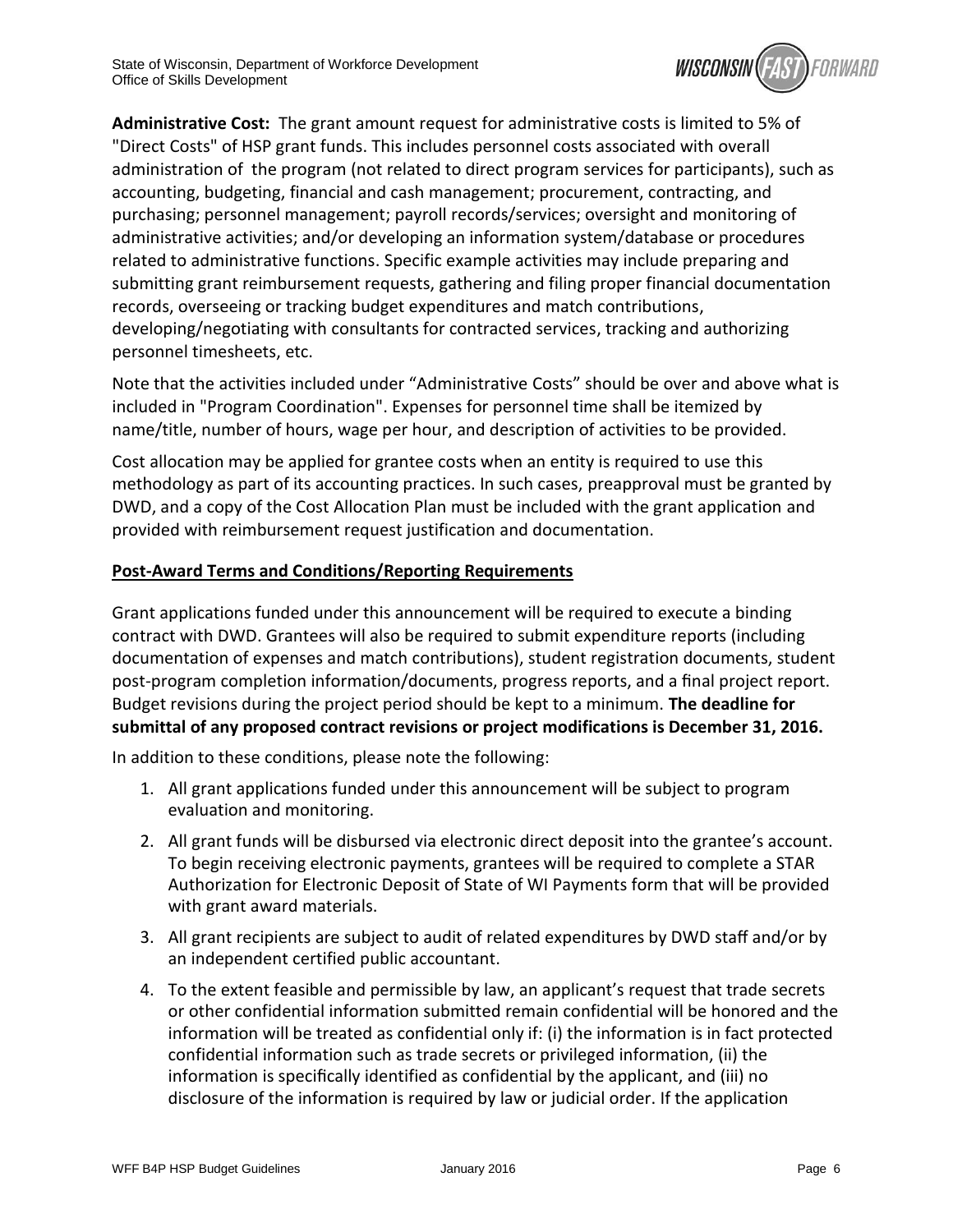**Administrative Cost:** The grant amount request for administrative costs is limited to 5% of "Direct Costs" of HSP grant funds. This includes personnel costs associated with overall administration of the program (not related to direct program services for participants), such as accounting, budgeting, financial and cash management; procurement, contracting, and purchasing; personnel management; payroll records/services; oversight and monitoring of administrative activities; and/or developing an information system/database or procedures related to administrative functions. Specific example activities may include preparing and submitting grant reimbursement requests, gathering and filing proper financial documentation records, overseeing or tracking budget expenditures and match contributions, developing/negotiating with consultants for contracted services, tracking and authorizing personnel timesheets, etc.

Note that the activities included under "Administrative Costs" should be over and above what is included in "Program Coordination". Expenses for personnel time shall be itemized by name/title, number of hours, wage per hour, and description of activities to be provided.

Cost allocation may be applied for grantee costs when an entity is required to use this methodology as part of its accounting practices. In such cases, preapproval must be granted by DWD, and a copy of the Cost Allocation Plan must be included with the grant application and provided with reimbursement request justification and documentation.

## Post-Award Terms and Conditions/Reporting Requirements

Grant applications funded under this announcement will be required to execute a binding contract with DWD. Grantees will also be required to submit expenditure reports (including documentation of expenses and match contributions), student registration documents, student post-program completion information/documents, progress reports, and a final project report. Budget revisions during the project period should be kept to a minimum. **The deadline for submittal of any proposed contract revisions or project modifications is December 31, 2016.**

In addition to these conditions, please note the following:

1. All grant applications funded under this announcement will be subject to program evaluation and monitoring.
2. All grant funds will be disbursed via electronic direct deposit into the grantee's account. To begin receiving electronic payments, grantees will be required to complete a STAR Authorization for Electronic Deposit of State of WI Payments form that will be provided with grant award materials.
3. All grant recipients are subject to audit of related expenditures by DWD staff and/or by an independent certified public accountant.
4. To the extent feasible and permissible by law, an applicant's request that trade secrets or other confidential information submitted remain confidential will be honored and the information will be treated as confidential only if: (i) the information is in fact protected confidential information such as trade secrets or privileged information, (ii) the information is specifically identified as confidential by the applicant, and (iii) no disclosure of the information is required by law or judicial order. If the application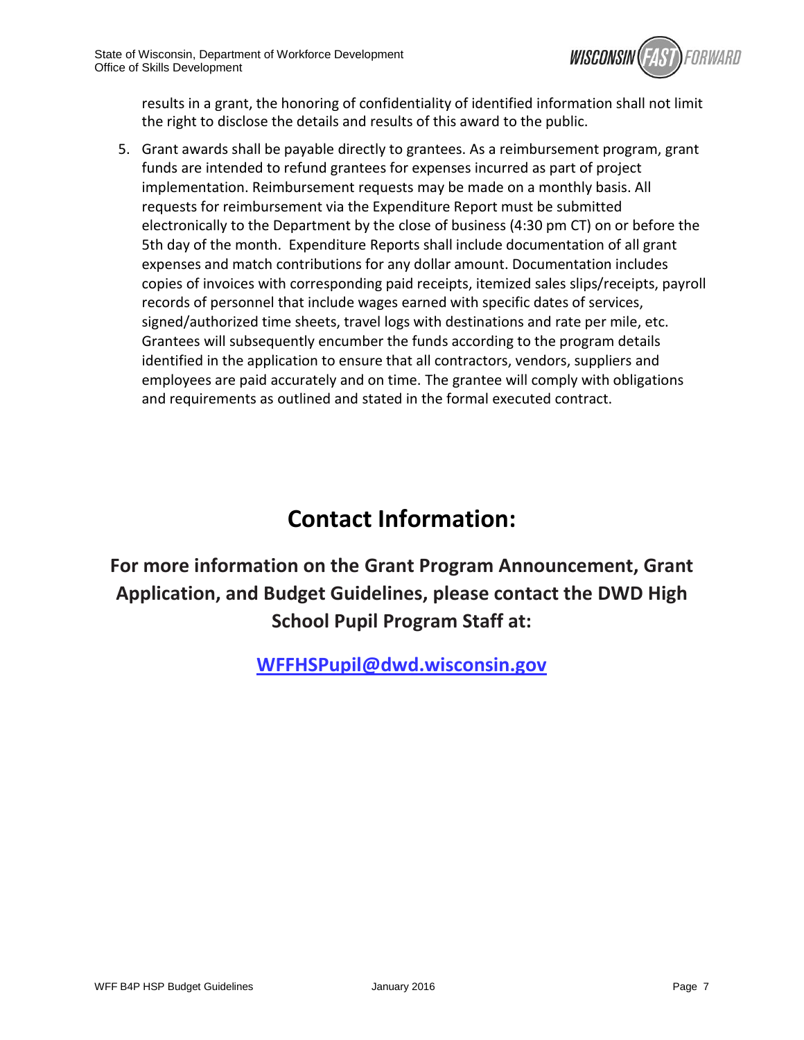results in a grant, the honoring of confidentiality of identified information shall not limit the right to disclose the details and results of this award to the public.

5. Grant awards shall be payable directly to grantees. As a reimbursement program, grant funds are intended to refund grantees for expenses incurred as part of project implementation. Reimbursement requests may be made on a monthly basis. All requests for reimbursement via the Expenditure Report must be submitted electronically to the Department by the close of business (4:30 pm CT) on or before the 5th day of the month. Expenditure Reports shall include documentation of all grant expenses and match contributions for any dollar amount. Documentation includes copies of invoices with corresponding paid receipts, itemized sales slips/receipts, payroll records of personnel that include wages earned with specific dates of services, signed/authorized time sheets, travel logs with destinations and rate per mile, etc. Grantees will subsequently encumber the funds according to the program details identified in the application to ensure that all contractors, vendors, suppliers and employees are paid accurately and on time. The grantee will comply with obligations and requirements as outlined and stated in the formal executed contract.

# Contact Information:

**For more information on the Grant Program Announcement, Grant Application, and Budget Guidelines, please contact the DWD High School Pupil Program Staff at:**

**[WFFHSPupil@dwd.wisconsin.gov](mailto:WFFHSPupil@dwd.wisconsin.gov)**